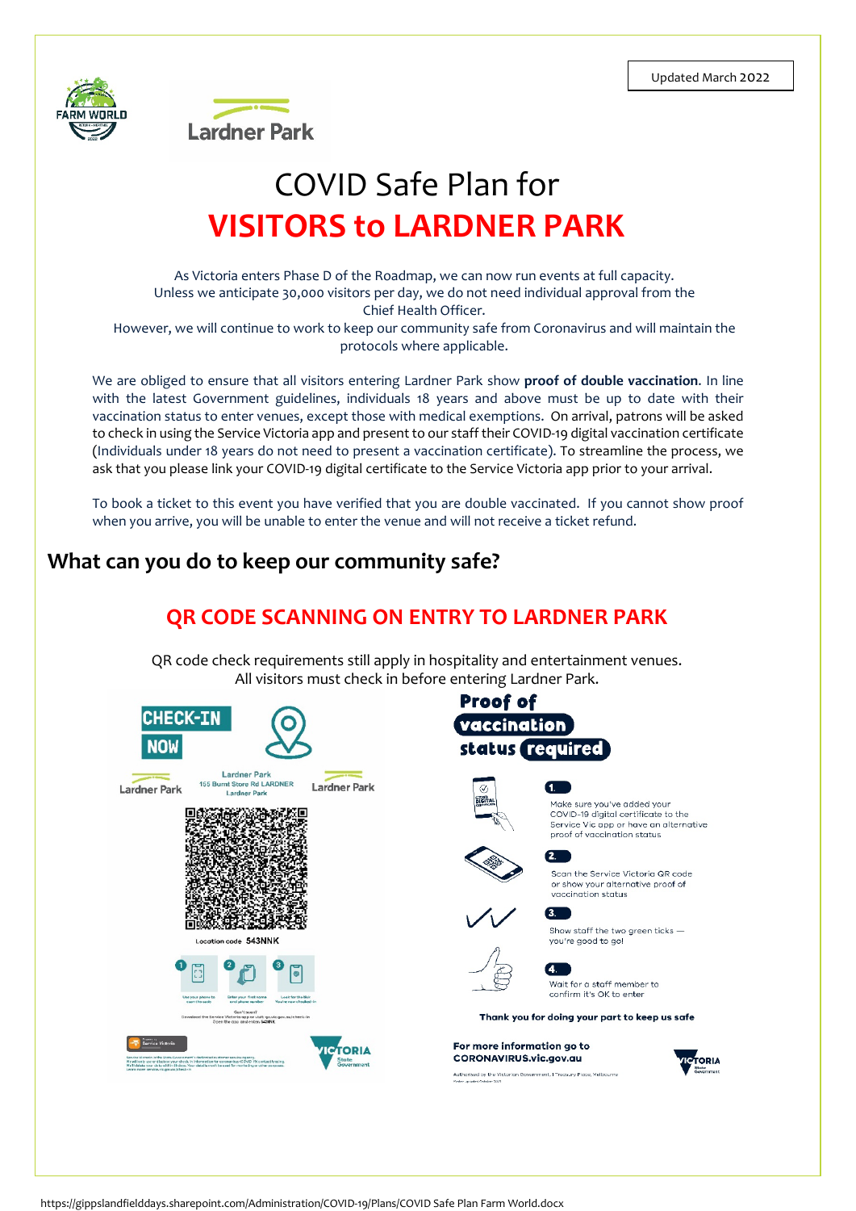Updated March 2022

# COVID Safe Plan for

# VISITORS to LARDNER PARK

As Victoria enters Phase D of the Roadmap, we can now run events at full capacity.
Unless we anticipate 30,000 visitors per day, we do not need individual approval from the Chief Health Officer.
However, we will continue to work to keep our community safe from Coronavirus and will maintain the protocols where applicable.

We are obliged to ensure that all visitors entering Lardner Park show **proof of double vaccination**. In line with the latest Government guidelines, individuals 18 years and above must be up to date with their vaccination status to enter venues, except those with medical exemptions. On arrival, patrons will be asked to check in using the Service Victoria app and present to our staff their COVID-19 digital vaccination certificate (Individuals under 18 years do not need to present a vaccination certificate). To streamline the process, we ask that you please link your COVID-19 digital certificate to the Service Victoria app prior to your arrival.

To book a ticket to this event you have verified that you are double vaccinated. If you cannot show proof when you arrive, you will be unable to enter the venue and will not receive a ticket refund.

## What can you do to keep our community safe?

### QR CODE SCANNING ON ENTRY TO LARDNER PARK

QR code check requirements still apply in hospitality and entertainment venues.
All visitors must check in before entering Lardner Park.

**CHECK-IN NOW**

Lardner Park
155 Burnt Store Rd LARDNER
Lardner Park

Location code 543NNK

**Proof of vaccination status required**

1. Make sure you've added your COVID-19 digital certificate to the Service Vic app or have an alternative proof of vaccination status
2. Scan the Service Victoria QR code or show your alternative proof of vaccination status
3. Show staff the two green ticks — you're good to go!
4. Wait for a staff member to confirm it's OK to enter

**Thank you for doing your part to keep us safe**

**For more information go to CORONAVIRUS.vic.gov.au**

Authorised by the Victorian Government, 1 Treasury Place, Melbourne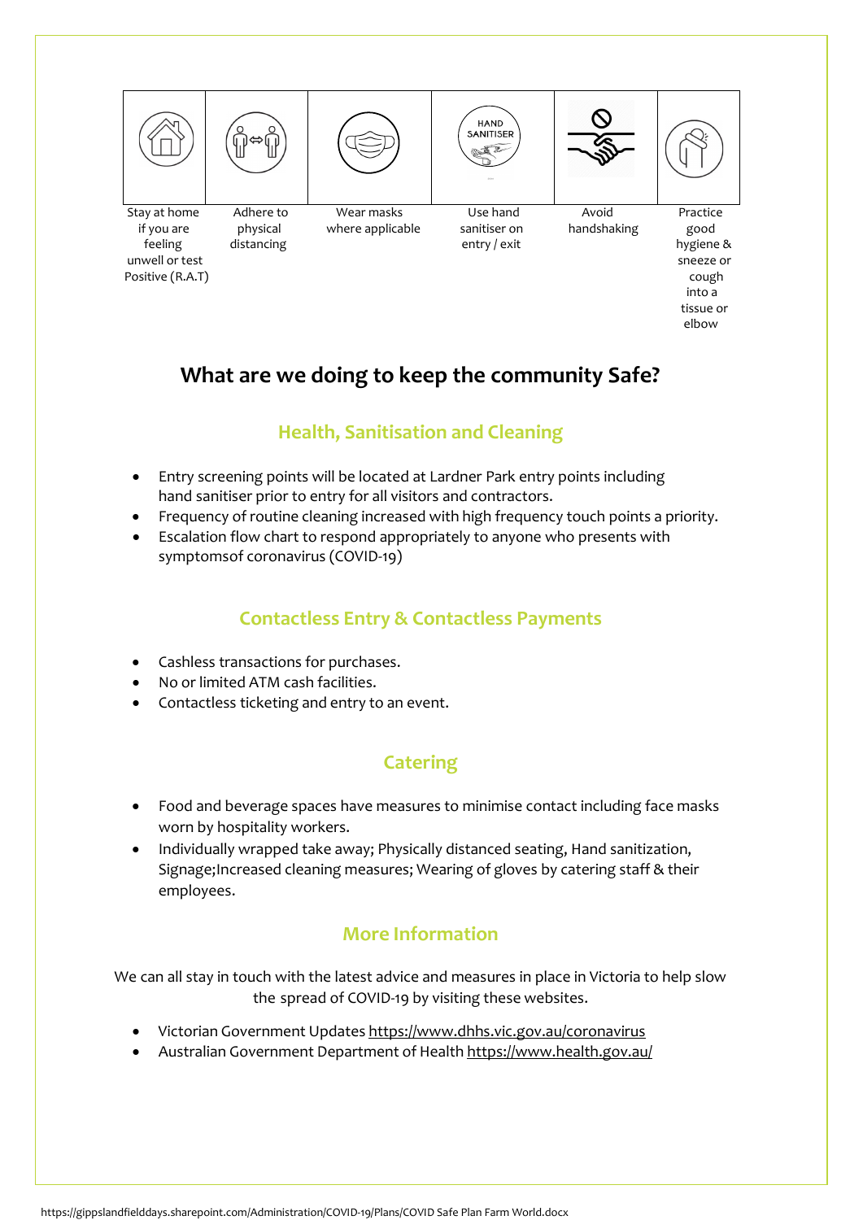| Stay at home if you are feeling unwell or test Positive (R.A.T) | Adhere to physical distancing | Wear masks where applicable | Use hand sanitiser on entry / exit | Avoid handshaking | Practice good hygiene & sneeze or cough into a tissue or elbow |
|---|---|---|---|---|---|

## What are we doing to keep the community Safe?

### Health, Sanitisation and Cleaning

- Entry screening points will be located at Lardner Park entry points including hand sanitiser prior to entry for all visitors and contractors.
- Frequency of routine cleaning increased with high frequency touch points a priority.
- Escalation flow chart to respond appropriately to anyone who presents with symptomsof coronavirus (COVID-19)

### Contactless Entry & Contactless Payments

- Cashless transactions for purchases.
- No or limited ATM cash facilities.
- Contactless ticketing and entry to an event.

### Catering

- Food and beverage spaces have measures to minimise contact including face masks worn by hospitality workers.
- Individually wrapped take away; Physically distanced seating, Hand sanitization, Signage;Increased cleaning measures; Wearing of gloves by catering staff & their employees.

### More Information

We can all stay in touch with the latest advice and measures in place in Victoria to help slow the spread of COVID-19 by visiting these websites.

- Victorian Government Updates https://www.dhhs.vic.gov.au/coronavirus
- Australian Government Department of Health https://www.health.gov.au/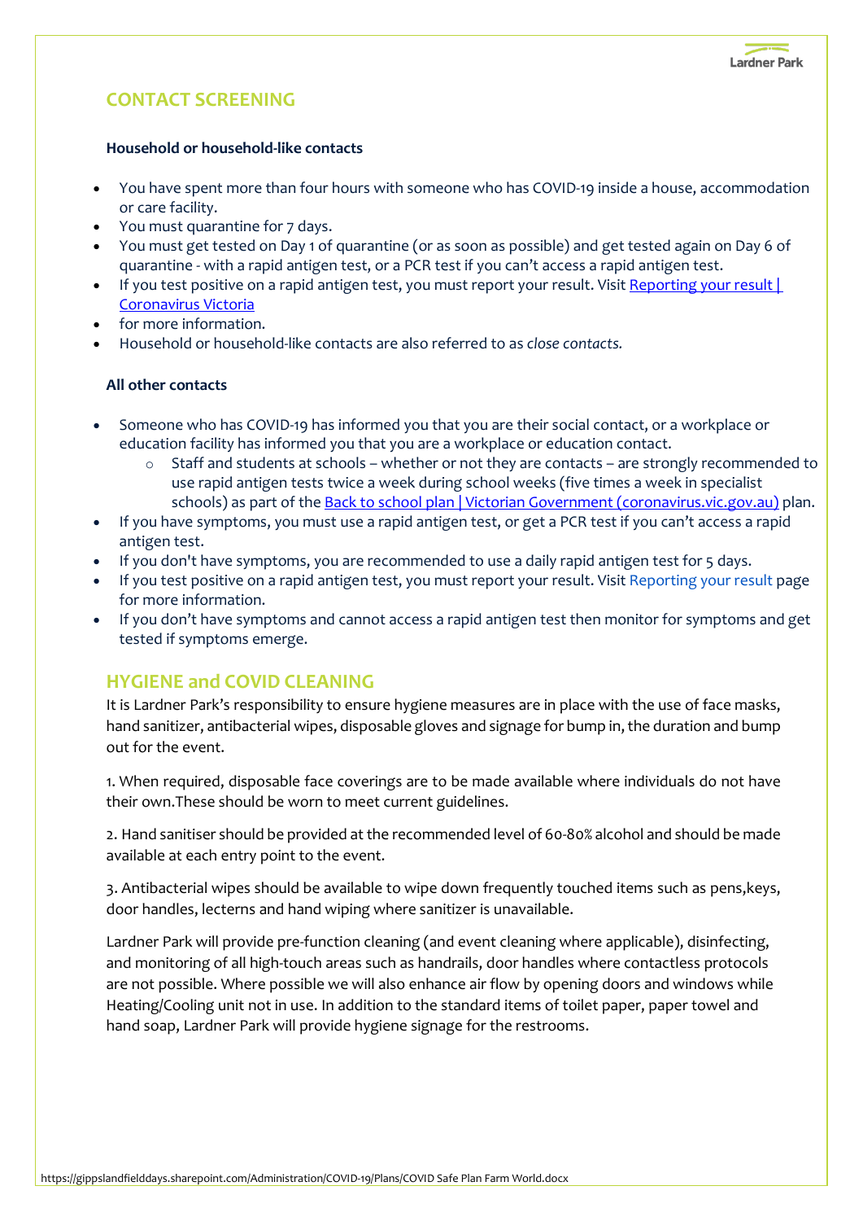## CONTACT SCREENING

**Household or household-like contacts**

- You have spent more than four hours with someone who has COVID-19 inside a house, accommodation or care facility.
- You must quarantine for 7 days.
- You must get tested on Day 1 of quarantine (or as soon as possible) and get tested again on Day 6 of quarantine - with a rapid antigen test, or a PCR test if you can't access a rapid antigen test.
- If you test positive on a rapid antigen test, you must report your result. Visit Reporting your result | Coronavirus Victoria
- for more information.
- Household or household-like contacts are also referred to as *close contacts.*

**All other contacts**

- Someone who has COVID-19 has informed you that you are their social contact, or a workplace or education facility has informed you that you are a workplace or education contact.
    - Staff and students at schools – whether or not they are contacts – are strongly recommended to use rapid antigen tests twice a week during school weeks (five times a week in specialist schools) as part of the Back to school plan | Victorian Government (coronavirus.vic.gov.au) plan.
- If you have symptoms, you must use a rapid antigen test, or get a PCR test if you can't access a rapid antigen test.
- If you don't have symptoms, you are recommended to use a daily rapid antigen test for 5 days.
- If you test positive on a rapid antigen test, you must report your result. Visit Reporting your result page for more information.
- If you don't have symptoms and cannot access a rapid antigen test then monitor for symptoms and get tested if symptoms emerge.

## HYGIENE and COVID CLEANING

It is Lardner Park's responsibility to ensure hygiene measures are in place with the use of face masks, hand sanitizer, antibacterial wipes, disposable gloves and signage for bump in, the duration and bump out for the event.

1. When required, disposable face coverings are to be made available where individuals do not have their own.These should be worn to meet current guidelines.

2. Hand sanitiser should be provided at the recommended level of 60-80% alcohol and should be made available at each entry point to the event.

3. Antibacterial wipes should be available to wipe down frequently touched items such as pens,keys, door handles, lecterns and hand wiping where sanitizer is unavailable.

Lardner Park will provide pre-function cleaning (and event cleaning where applicable), disinfecting, and monitoring of all high-touch areas such as handrails, door handles where contactless protocols are not possible. Where possible we will also enhance air flow by opening doors and windows while Heating/Cooling unit not in use. In addition to the standard items of toilet paper, paper towel and hand soap, Lardner Park will provide hygiene signage for the restrooms.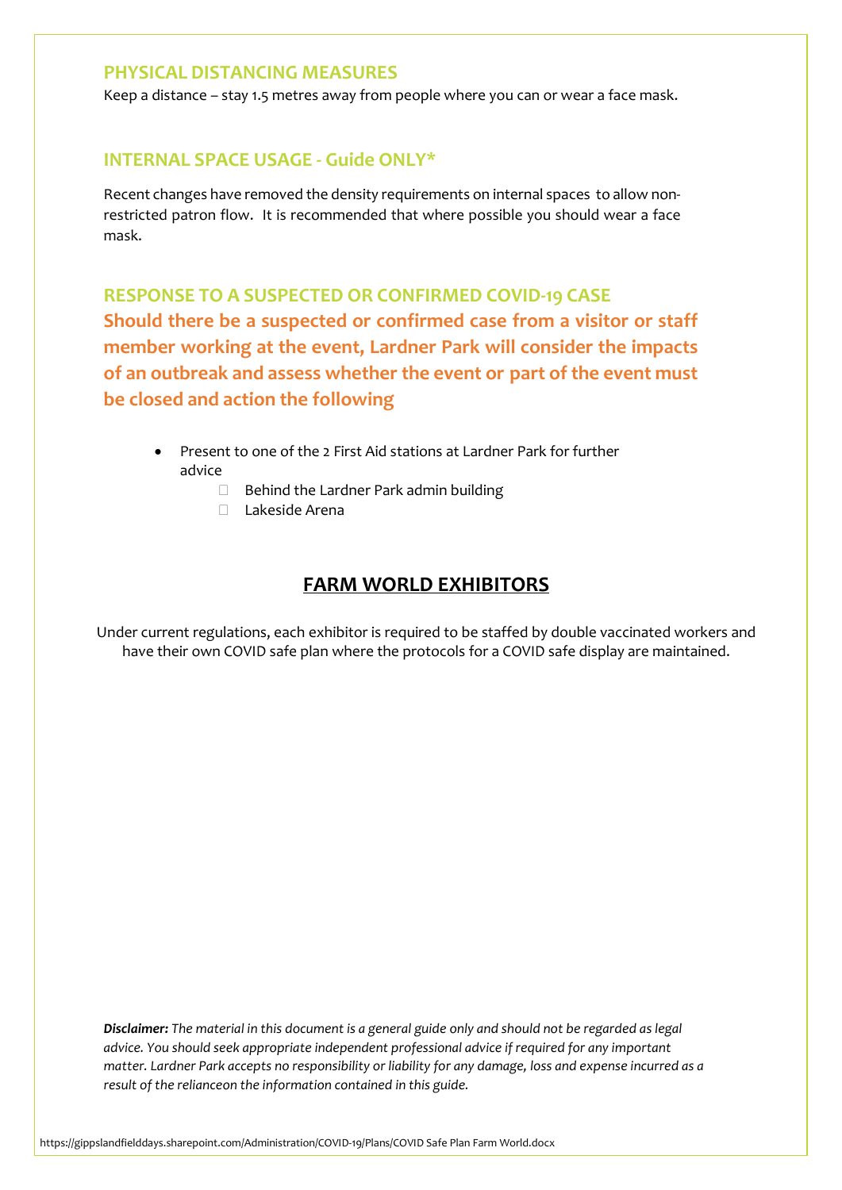## PHYSICAL DISTANCING MEASURES

Keep a distance – stay 1.5 metres away from people where you can or wear a face mask.

## INTERNAL SPACE USAGE - Guide ONLY*

Recent changes have removed the density requirements on internal spaces to allow non-restricted patron flow. It is recommended that where possible you should wear a face mask.

## RESPONSE TO A SUSPECTED OR CONFIRMED COVID-19 CASE

**Should there be a suspected or confirmed case from a visitor or staff member working at the event, Lardner Park will consider the impacts of an outbreak and assess whether the event or part of the event must be closed and action the following**

- Present to one of the 2 First Aid stations at Lardner Park for further advice
  - Behind the Lardner Park admin building
  - Lakeside Arena

## FARM WORLD EXHIBITORS

Under current regulations, each exhibitor is required to be staffed by double vaccinated workers and have their own COVID safe plan where the protocols for a COVID safe display are maintained.

***Disclaimer:*** *The material in this document is a general guide only and should not be regarded as legal advice. You should seek appropriate independent professional advice if required for any important matter. Lardner Park accepts no responsibility or liability for any damage, loss and expense incurred as a result of the relianceon the information contained in this guide.*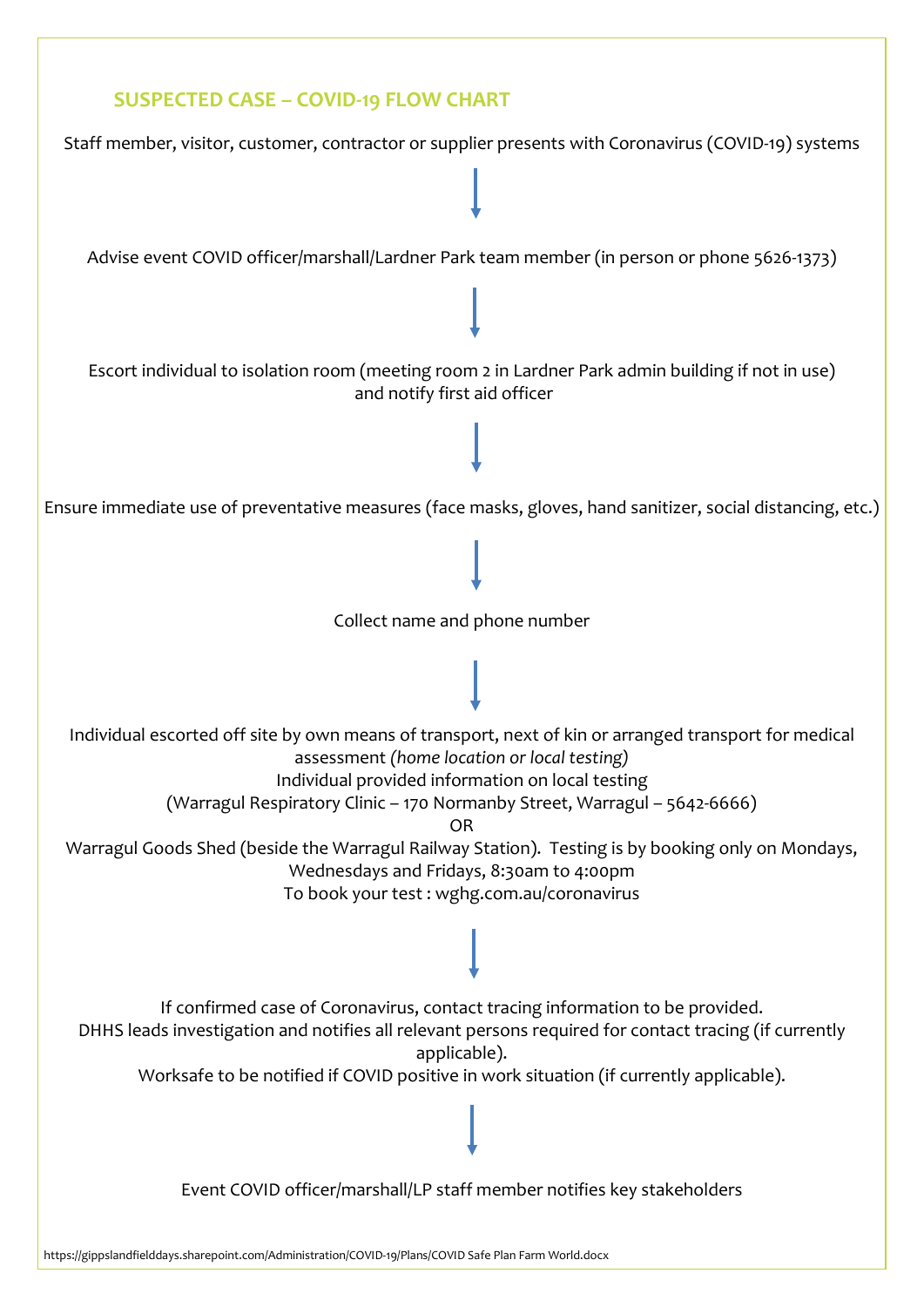## SUSPECTED CASE – COVID-19 FLOW CHART

Staff member, visitor, customer, contractor or supplier presents with Coronavirus (COVID-19) systems

↓

Advise event COVID officer/marshall/Lardner Park team member (in person or phone 5626-1373)

↓

Escort individual to isolation room (meeting room 2 in Lardner Park admin building if not in use) and notify first aid officer

↓

Ensure immediate use of preventative measures (face masks, gloves, hand sanitizer, social distancing, etc.)

↓

Collect name and phone number

↓

Individual escorted off site by own means of transport, next of kin or arranged transport for medical assessment *(home location or local testing)*
Individual provided information on local testing
(Warragul Respiratory Clinic – 170 Normanby Street, Warragul – 5642-6666)
OR
Warragul Goods Shed (beside the Warragul Railway Station). Testing is by booking only on Mondays, Wednesdays and Fridays, 8:30am to 4:00pm
To book your test : wghg.com.au/coronavirus

↓

If confirmed case of Coronavirus, contact tracing information to be provided.
DHHS leads investigation and notifies all relevant persons required for contact tracing (if currently applicable).
Worksafe to be notified if COVID positive in work situation (if currently applicable).

↓

Event COVID officer/marshall/LP staff member notifies key stakeholders